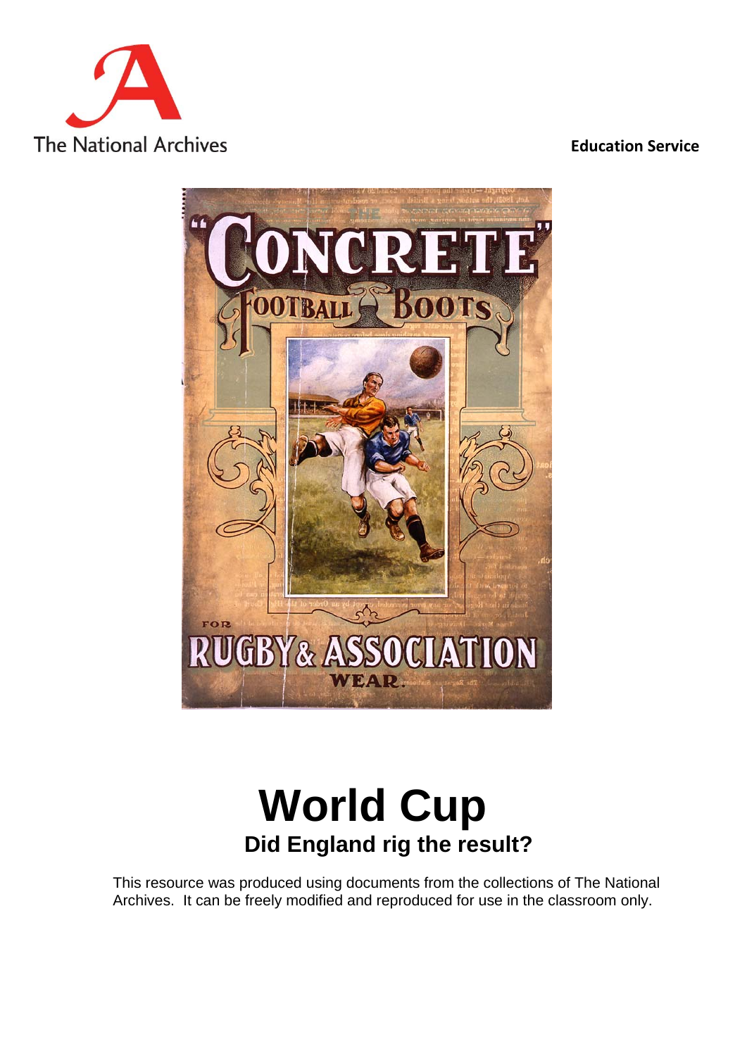The National Archives

**Education Service**

# World Cup

## Did England rig the result?

This resource was produced using documents from the collections of The National Archives. It can be freely modified and reproduced for use in the classroom only.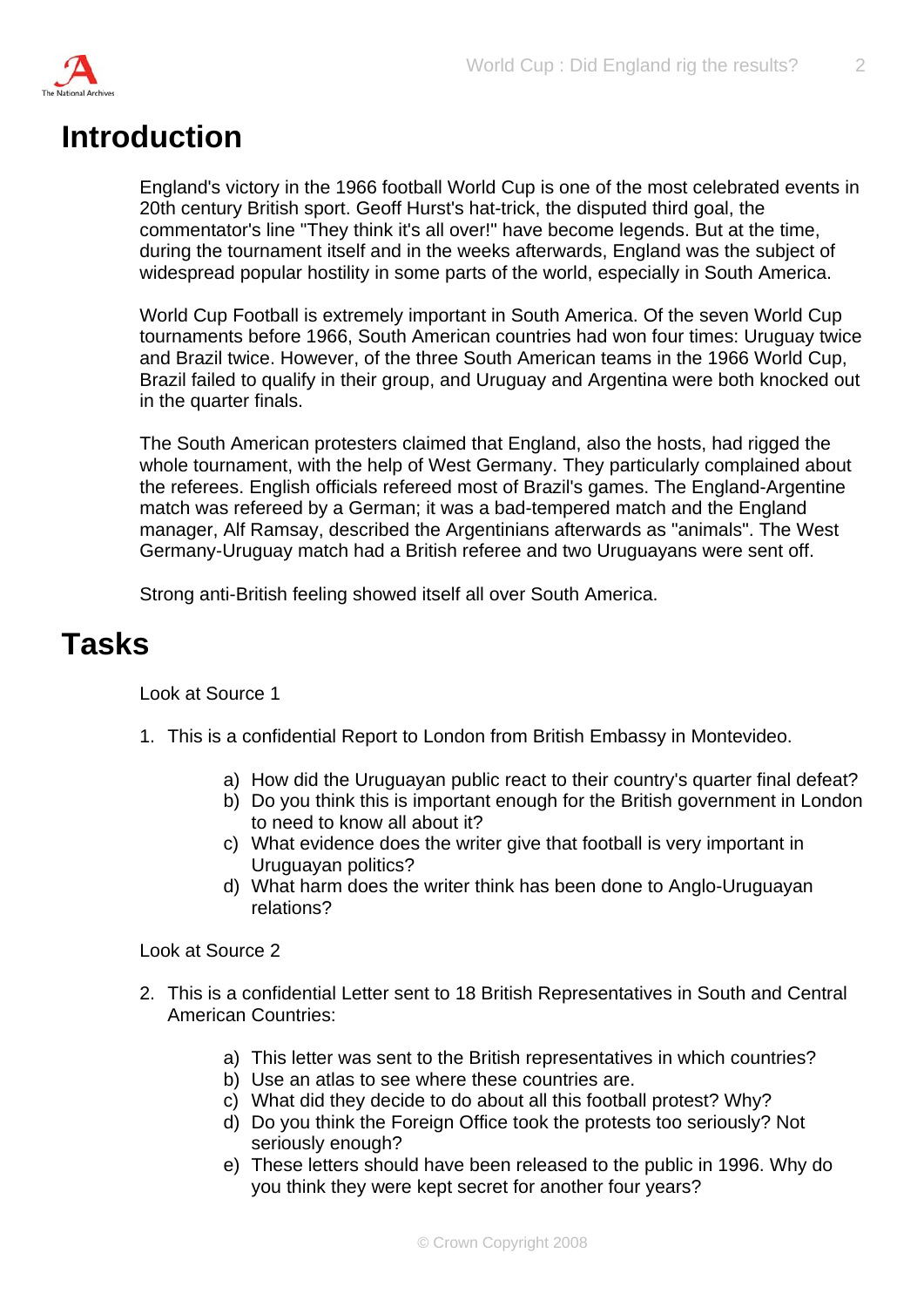# Introduction

England's victory in the 1966 football World Cup is one of the most celebrated events in 20th century British sport. Geoff Hurst's hat-trick, the disputed third goal, the commentator's line "They think it's all over!" have become legends. But at the time, during the tournament itself and in the weeks afterwards, England was the subject of widespread popular hostility in some parts of the world, especially in South America.

World Cup Football is extremely important in South America. Of the seven World Cup tournaments before 1966, South American countries had won four times: Uruguay twice and Brazil twice. However, of the three South American teams in the 1966 World Cup, Brazil failed to qualify in their group, and Uruguay and Argentina were both knocked out in the quarter finals.

The South American protesters claimed that England, also the hosts, had rigged the whole tournament, with the help of West Germany. They particularly complained about the referees. English officials refereed most of Brazil's games. The England-Argentine match was refereed by a German; it was a bad-tempered match and the England manager, Alf Ramsay, described the Argentinians afterwards as "animals". The West Germany-Uruguay match had a British referee and two Uruguayans were sent off.

Strong anti-British feeling showed itself all over South America.

# Tasks

Look at Source 1

1. This is a confidential Report to London from British Embassy in Montevideo.

   a) How did the Uruguayan public react to their country's quarter final defeat?
   b) Do you think this is important enough for the British government in London to need to know all about it?
   c) What evidence does the writer give that football is very important in Uruguayan politics?
   d) What harm does the writer think has been done to Anglo-Uruguayan relations?

Look at Source 2

2. This is a confidential Letter sent to 18 British Representatives in South and Central American Countries:

   a) This letter was sent to the British representatives in which countries?
   b) Use an atlas to see where these countries are.
   c) What did they decide to do about all this football protest? Why?
   d) Do you think the Foreign Office took the protests too seriously? Not seriously enough?
   e) These letters should have been released to the public in 1996. Why do you think they were kept secret for another four years?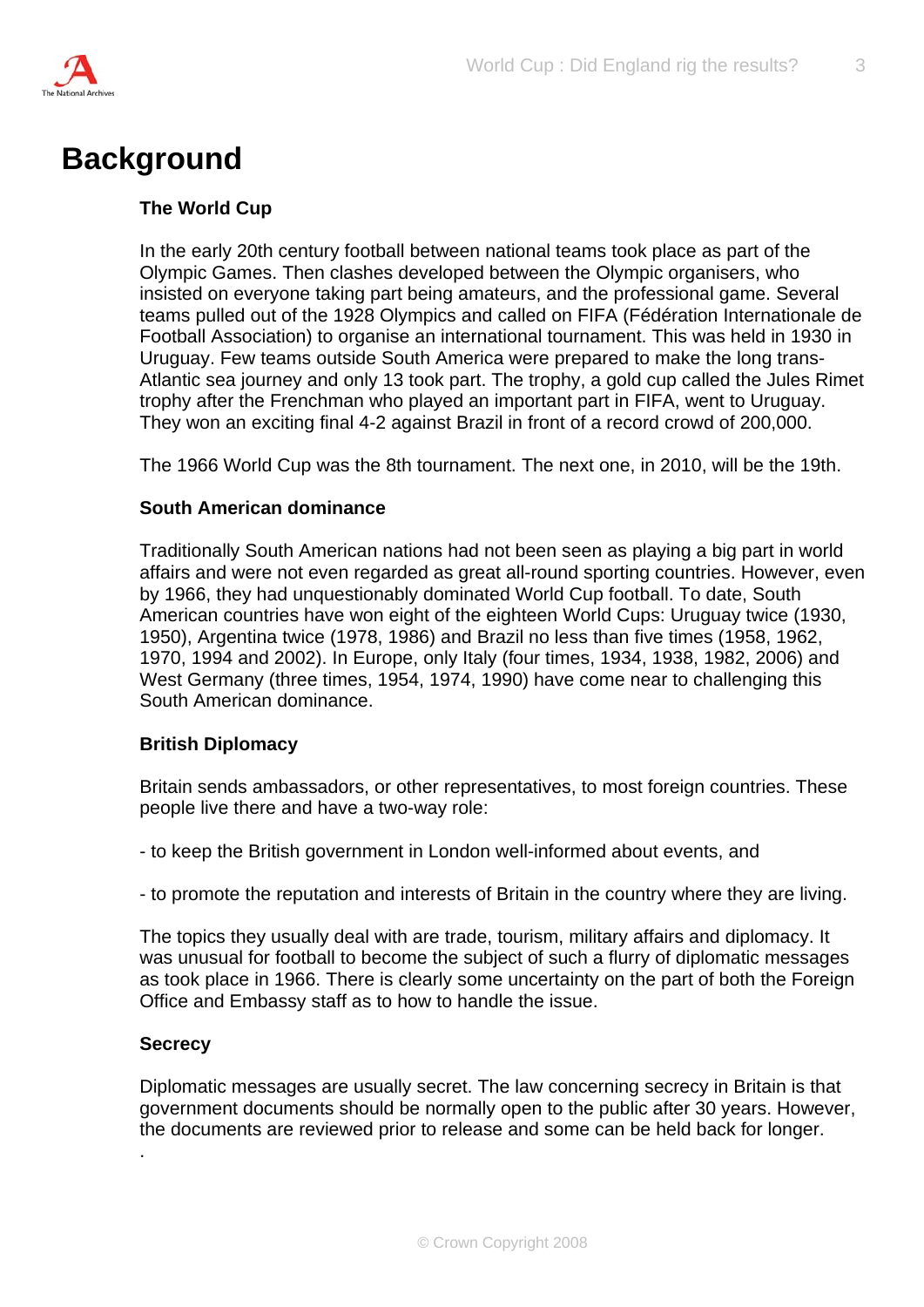# Background

### The World Cup

In the early 20th century football between national teams took place as part of the Olympic Games. Then clashes developed between the Olympic organisers, who insisted on everyone taking part being amateurs, and the professional game. Several teams pulled out of the 1928 Olympics and called on FIFA (Fédération Internationale de Football Association) to organise an international tournament. This was held in 1930 in Uruguay. Few teams outside South America were prepared to make the long trans-Atlantic sea journey and only 13 took part. The trophy, a gold cup called the Jules Rimet trophy after the Frenchman who played an important part in FIFA, went to Uruguay. They won an exciting final 4-2 against Brazil in front of a record crowd of 200,000.

The 1966 World Cup was the 8th tournament. The next one, in 2010, will be the 19th.

### South American dominance

Traditionally South American nations had not been seen as playing a big part in world affairs and were not even regarded as great all-round sporting countries. However, even by 1966, they had unquestionably dominated World Cup football. To date, South American countries have won eight of the eighteen World Cups: Uruguay twice (1930, 1950), Argentina twice (1978, 1986) and Brazil no less than five times (1958, 1962, 1970, 1994 and 2002). In Europe, only Italy (four times, 1934, 1938, 1982, 2006) and West Germany (three times, 1954, 1974, 1990) have come near to challenging this South American dominance.

### British Diplomacy

Britain sends ambassadors, or other representatives, to most foreign countries. These people live there and have a two-way role:

- to keep the British government in London well-informed about events, and

- to promote the reputation and interests of Britain in the country where they are living.

The topics they usually deal with are trade, tourism, military affairs and diplomacy. It was unusual for football to become the subject of such a flurry of diplomatic messages as took place in 1966. There is clearly some uncertainty on the part of both the Foreign Office and Embassy staff as to how to handle the issue.

### Secrecy

Diplomatic messages are usually secret. The law concerning secrecy in Britain is that government documents should be normally open to the public after 30 years. However, the documents are reviewed prior to release and some can be held back for longer.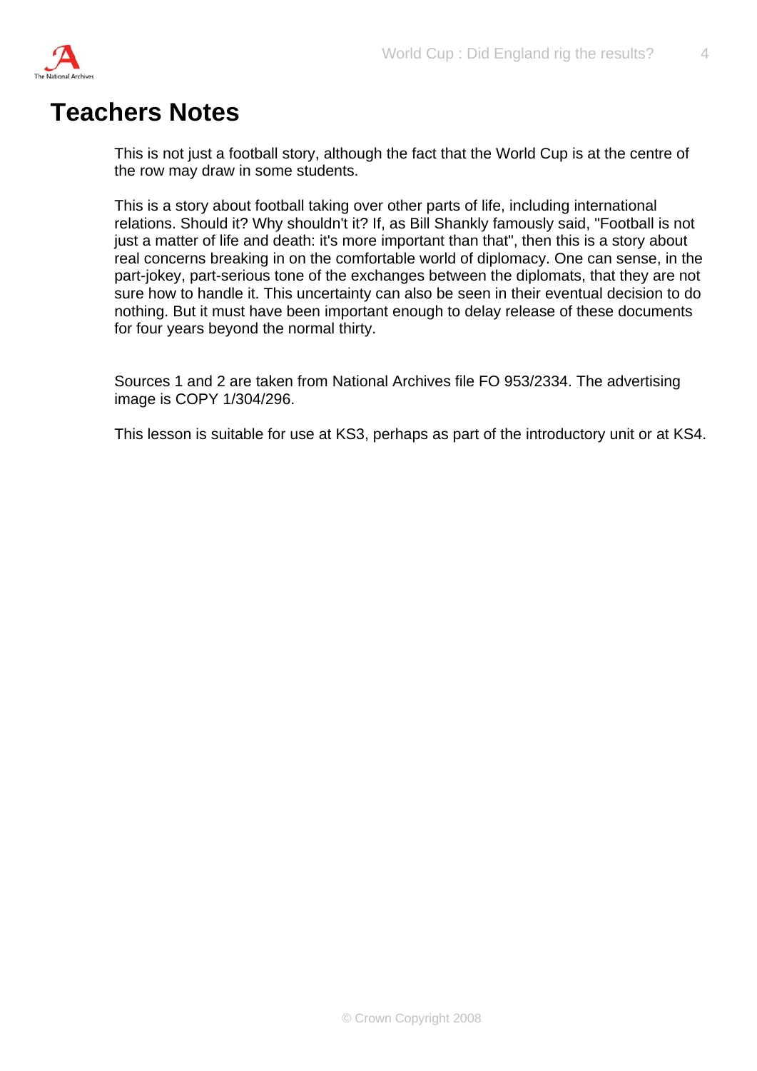# Teachers Notes

This is not just a football story, although the fact that the World Cup is at the centre of the row may draw in some students.

This is a story about football taking over other parts of life, including international relations. Should it? Why shouldn't it? If, as Bill Shankly famously said, "Football is not just a matter of life and death: it's more important than that", then this is a story about real concerns breaking in on the comfortable world of diplomacy. One can sense, in the part-jokey, part-serious tone of the exchanges between the diplomats, that they are not sure how to handle it. This uncertainty can also be seen in their eventual decision to do nothing. But it must have been important enough to delay release of these documents for four years beyond the normal thirty.

Sources 1 and 2 are taken from National Archives file FO 953/2334. The advertising image is COPY 1/304/296.

This lesson is suitable for use at KS3, perhaps as part of the introductory unit or at KS4.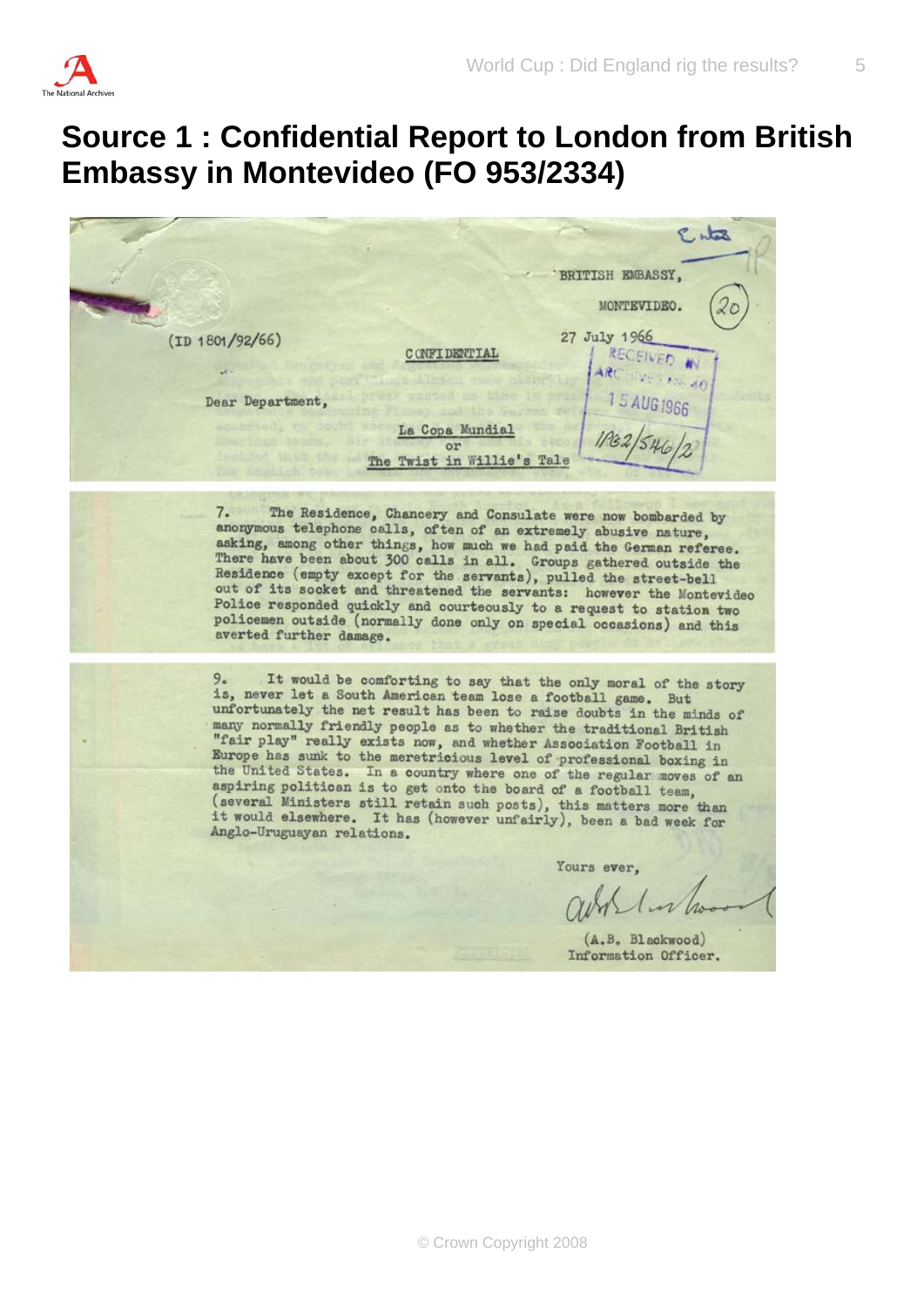# Source 1 : Confidential Report to London from British Embassy in Montevideo (FO 953/2334)

BRITISH EMBASSY,

MONTEVIDEO. (20)

27 July 1966

(ID 1801/92/66)

CONFIDENTIAL

RECEIVED IN ARCHIVES No. 40

15 AUG 1966

1762/546/2

Dear Department,

La Copa Mundial
or
The Twist in Willie's Tale

7. The Residence, Chancery and Consulate were now bombarded by anonymous telephone calls, often of an extremely abusive nature, asking, among other things, how much we had paid the German referee. There have been about 300 calls in all. Groups gathered outside the Residence (empty except for the servants), pulled the street-bell out of its socket and threatened the servants: however the Montevideo Police responded quickly and courteously to a request to station two policemen outside (normally done only on special occasions) and this averted further damage.

9. It would be comforting to say that the only moral of the story is, never let a South American team lose a football game. But unfortunately the net result has been to raise doubts in the minds of many normally friendly people as to whether the traditional British "fair play" really exists now, and whether Association Football in Europe has sunk to the meretricious level of professional boxing in the United States. In a country where one of the regular moves of an aspiring politician is to get onto the board of a football team, (several Ministers still retain such posts), this matters more than it would elsewhere. It has (however unfairly), been a bad week for Anglo-Uruguayan relations.

Yours ever,

(A.B. Blackwood)
Information Officer.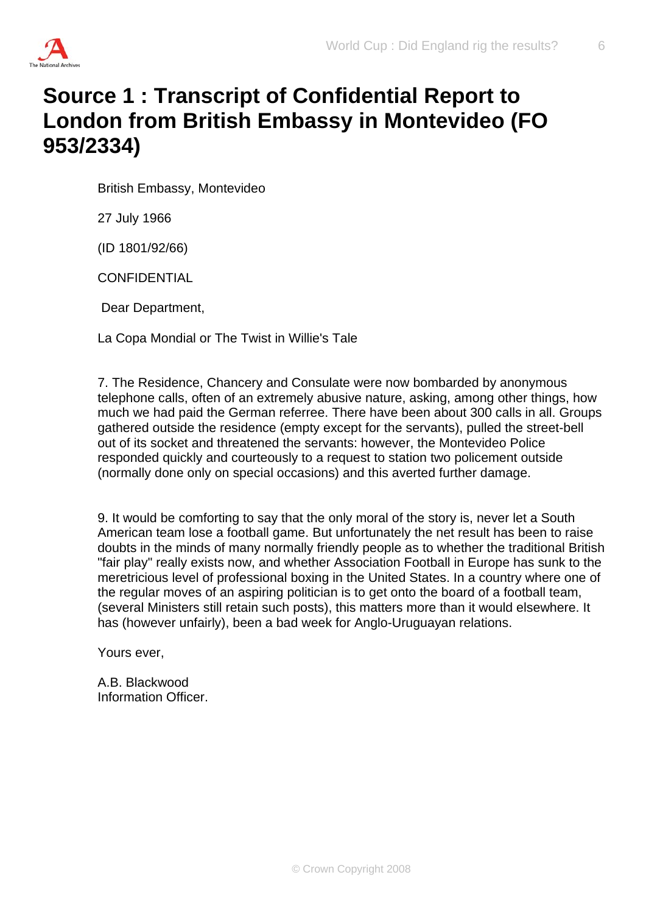# Source 1 : Transcript of Confidential Report to London from British Embassy in Montevideo (FO 953/2334)

British Embassy, Montevideo

27 July 1966

(ID 1801/92/66)

CONFIDENTIAL

Dear Department,

La Copa Mondial or The Twist in Willie's Tale

7. The Residence, Chancery and Consulate were now bombarded by anonymous telephone calls, often of an extremely abusive nature, asking, among other things, how much we had paid the German referree. There have been about 300 calls in all. Groups gathered outside the residence (empty except for the servants), pulled the street-bell out of its socket and threatened the servants: however, the Montevideo Police responded quickly and courteously to a request to station two policement outside (normally done only on special occasions) and this averted further damage.

9. It would be comforting to say that the only moral of the story is, never let a South American team lose a football game. But unfortunately the net result has been to raise doubts in the minds of many normally friendly people as to whether the traditional British "fair play" really exists now, and whether Association Football in Europe has sunk to the meretricious level of professional boxing in the United States. In a country where one of the regular moves of an aspiring politician is to get onto the board of a football team, (several Ministers still retain such posts), this matters more than it would elsewhere. It has (however unfairly), been a bad week for Anglo-Uruguayan relations.

Yours ever,

A.B. Blackwood  
Information Officer.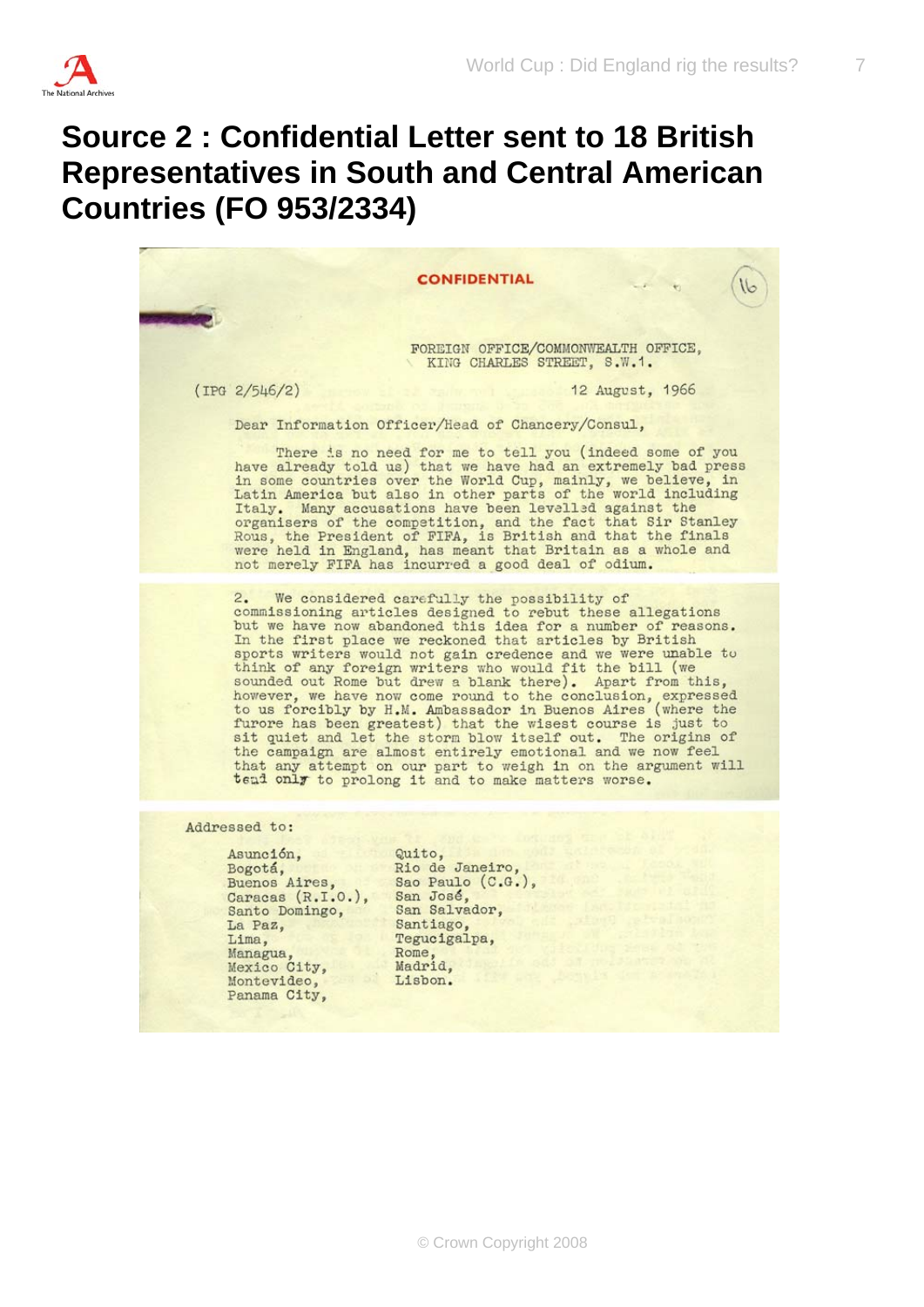# Source 2 : Confidential Letter sent to 18 British Representatives in South and Central American Countries (FO 953/2334)

CONFIDENTIAL

16

FOREIGN OFFICE/COMMONWEALTH OFFICE,
KING CHARLES STREET, S.W.1.

(IPG 2/546/2)

12 August, 1966

Dear Information Officer/Head of Chancery/Consul,

There is no need for me to tell you (indeed some of you have already told us) that we have had an extremely bad press in some countries over the World Cup, mainly, we believe, in Latin America but also in other parts of the world including Italy. Many accusations have been levelled against the organisers of the competition, and the fact that Sir Stanley Rous, the President of FIFA, is British and that the finals were held in England, has meant that Britain as a whole and not merely FIFA has incurred a good deal of odium.

2. We considered carefully the possibility of commissioning articles designed to rebut these allegations but we have now abandoned this idea for a number of reasons. In the first place we reckoned that articles by British sports writers would not gain credence and we were unable to think of any foreign writers who would fit the bill (we sounded out Rome but drew a blank there). Apart from this, however, we have now come round to the conclusion, expressed to us forcibly by H.M. Ambassador in Buenos Aires (where the furore has been greatest) that the wisest course is just to sit quiet and let the storm blow itself out. The origins of the campaign are almost entirely emotional and we now feel that any attempt on our part to weigh in on the argument will tend only to prolong it and to make matters worse.

Addressed to:

Asunción,
Bogotá,
Buenos Aires,
Caracas (R.I.O.),
Santo Domingo,
La Paz,
Lima,
Managua,
Mexico City,
Montevideo,
Panama City,
Quito,
Rio de Janeiro,
Sao Paulo (C.G.),
San José,
San Salvador,
Santiago,
Tegucigalpa,
Rome,
Madrid,
Lisbon.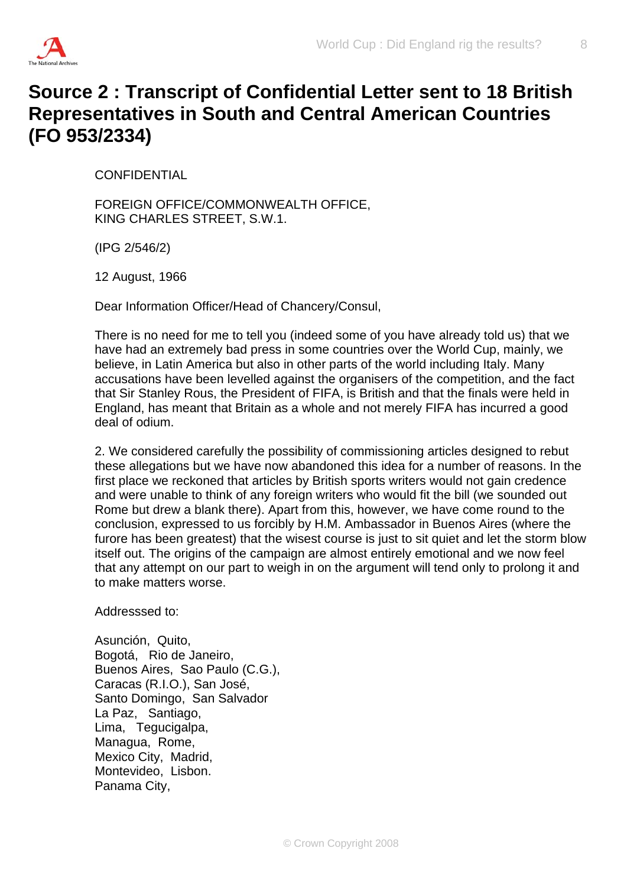# Source 2 : Transcript of Confidential Letter sent to 18 British Representatives in South and Central American Countries (FO 953/2334)

CONFIDENTIAL

FOREIGN OFFICE/COMMONWEALTH OFFICE,
KING CHARLES STREET, S.W.1.

(IPG 2/546/2)

12 August, 1966

Dear Information Officer/Head of Chancery/Consul,

There is no need for me to tell you (indeed some of you have already told us) that we have had an extremely bad press in some countries over the World Cup, mainly, we believe, in Latin America but also in other parts of the world including Italy. Many accusations have been levelled against the organisers of the competition, and the fact that Sir Stanley Rous, the President of FIFA, is British and that the finals were held in England, has meant that Britain as a whole and not merely FIFA has incurred a good deal of odium.

2. We considered carefully the possibility of commissioning articles designed to rebut these allegations but we have now abandoned this idea for a number of reasons. In the first place we reckoned that articles by British sports writers would not gain credence and were unable to think of any foreign writers who would fit the bill (we sounded out Rome but drew a blank there). Apart from this, however, we have come round to the conclusion, expressed to us forcibly by H.M. Ambassador in Buenos Aires (where the furore has been greatest) that the wisest course is just to sit quiet and let the storm blow itself out. The origins of the campaign are almost entirely emotional and we now feel that any attempt on our part to weigh in on the argument will tend only to prolong it and to make matters worse.

Addresssed to:

Asunción, Quito,
Bogotá, Rio de Janeiro,
Buenos Aires, Sao Paulo (C.G.),
Caracas (R.I.O.), San José,
Santo Domingo, San Salvador
La Paz, Santiago,
Lima, Tegucigalpa,
Managua, Rome,
Mexico City, Madrid,
Montevideo, Lisbon.
Panama City,